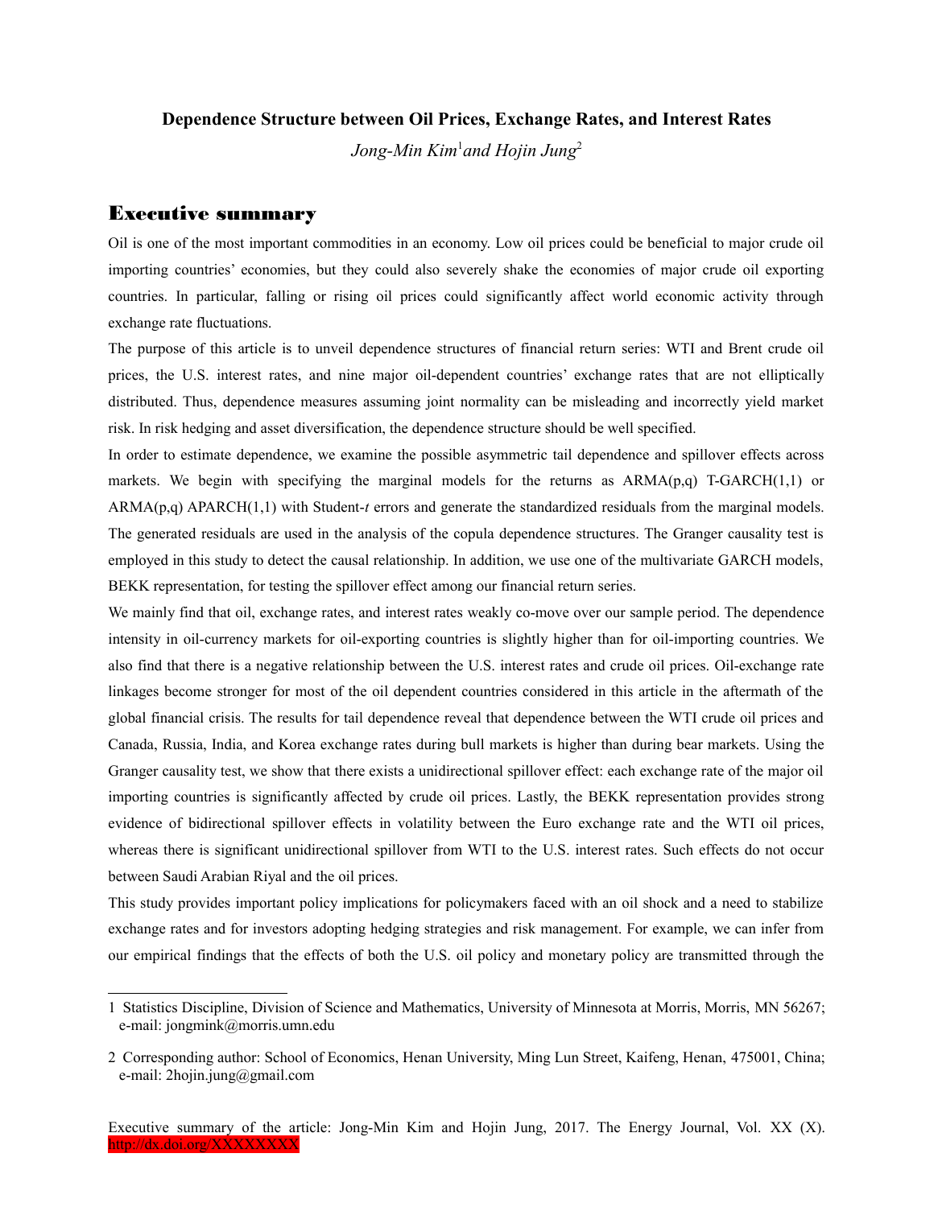**Dependence Structure between Oil Prices, Exchange Rates, and Interest Rates**

*Jong-Min Kim*[1] *and Hojin Jung*[2]

## Executive summary

Oil is one of the most important commodities in an economy. Low oil prices could be beneficial to major crude oil importing countries' economies, but they could also severely shake the economies of major crude oil exporting countries. In particular, falling or rising oil prices could significantly affect world economic activity through exchange rate fluctuations.

The purpose of this article is to unveil dependence structures of financial return series: WTI and Brent crude oil prices, the U.S. interest rates, and nine major oil-dependent countries' exchange rates that are not elliptically distributed. Thus, dependence measures assuming joint normality can be misleading and incorrectly yield market risk. In risk hedging and asset diversification, the dependence structure should be well specified.

In order to estimate dependence, we examine the possible asymmetric tail dependence and spillover effects across markets. We begin with specifying the marginal models for the returns as ARMA(p,q) T-GARCH(1,1) or ARMA(p,q) APARCH(1,1) with Student-*t* errors and generate the standardized residuals from the marginal models. The generated residuals are used in the analysis of the copula dependence structures. The Granger causality test is employed in this study to detect the causal relationship. In addition, we use one of the multivariate GARCH models, BEKK representation, for testing the spillover effect among our financial return series.

We mainly find that oil, exchange rates, and interest rates weakly co-move over our sample period. The dependence intensity in oil-currency markets for oil-exporting countries is slightly higher than for oil-importing countries. We also find that there is a negative relationship between the U.S. interest rates and crude oil prices. Oil-exchange rate linkages become stronger for most of the oil dependent countries considered in this article in the aftermath of the global financial crisis. The results for tail dependence reveal that dependence between the WTI crude oil prices and Canada, Russia, India, and Korea exchange rates during bull markets is higher than during bear markets. Using the Granger causality test, we show that there exists a unidirectional spillover effect: each exchange rate of the major oil importing countries is significantly affected by crude oil prices. Lastly, the BEKK representation provides strong evidence of bidirectional spillover effects in volatility between the Euro exchange rate and the WTI oil prices, whereas there is significant unidirectional spillover from WTI to the U.S. interest rates. Such effects do not occur between Saudi Arabian Riyal and the oil prices.

This study provides important policy implications for policymakers faced with an oil shock and a need to stabilize exchange rates and for investors adopting hedging strategies and risk management. For example, we can infer from our empirical findings that the effects of both the U.S. oil policy and monetary policy are transmitted through the

---

1 Statistics Discipline, Division of Science and Mathematics, University of Minnesota at Morris, Morris, MN 56267; e-mail: jongmink@morris.umn.edu

2 Corresponding author: School of Economics, Henan University, Ming Lun Street, Kaifeng, Henan, 475001, China; e-mail: 2hojin.jung@gmail.com

Executive summary of the article: Jong-Min Kim and Hojin Jung, 2017. The Energy Journal, Vol. XX (X). http://dx.doi.org/XXXXXXXX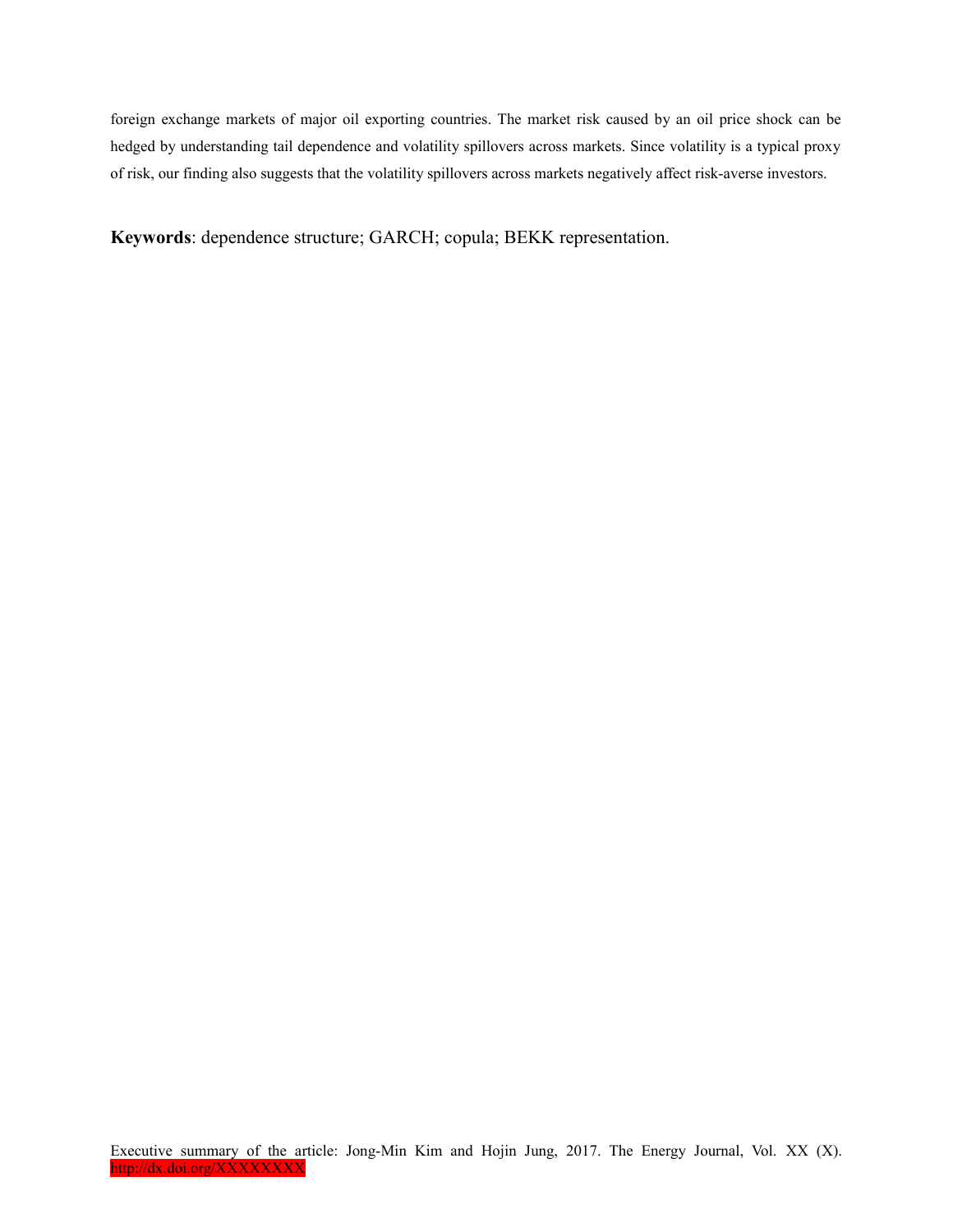foreign exchange markets of major oil exporting countries. The market risk caused by an oil price shock can be hedged by understanding tail dependence and volatility spillovers across markets. Since volatility is a typical proxy of risk, our finding also suggests that the volatility spillovers across markets negatively affect risk-averse investors.

**Keywords**: dependence structure; GARCH; copula; BEKK representation.

Executive summary of the article: Jong-Min Kim and Hojin Jung, 2017. The Energy Journal, Vol. XX (X). http://dx.doi.org/XXXXXXXX